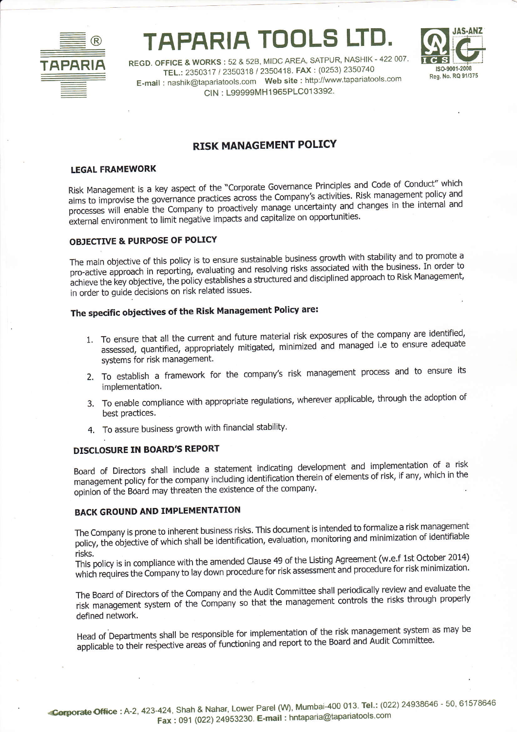# TAPARIA TOOLS LTD.

REGD. OFFICE & WORKS : 52 & 52B, MIDC AREA, SATPUR, NASHIK - 422 007.
TEL.: 2350317 / 2350318 / 2350418. FAX : (0253) 2350740
E-mail : nashik@tapariatools.com Web site : http://www.tapariatools.com
CIN : L99999MH1965PLC013392.

JAS-ANZ
ISO-9001-2008
Reg. No. RQ 91/375

## RISK MANAGEMENT POLICY

### LEGAL FRAMEWORK

Risk Management is a key aspect of the "Corporate Governance Principles and Code of Conduct" which aims to improvise the governance practices across the Company's activities. Risk management policy and processes will enable the Company to proactively manage uncertainty and changes in the internal and external environment to limit negative impacts and capitalize on opportunities.

### OBJECTIVE & PURPOSE OF POLICY

The main objective of this policy is to ensure sustainable business growth with stability and to promote a pro-active approach in reporting, evaluating and resolving risks associated with the business. In order to achieve the key objective, the policy establishes a structured and disciplined approach to Risk Management, in order to guide decisions on risk related issues.

### The specific objectives of the Risk Management Policy are:

1. To ensure that all the current and future material risk exposures of the company are identified, assessed, quantified, appropriately mitigated, minimized and managed i.e to ensure adequate systems for risk management.
2. To establish a framework for the company's risk management process and to ensure its implementation.
3. To enable compliance with appropriate regulations, wherever applicable, through the adoption of best practices.
4. To assure business growth with financial stability.

### DISCLOSURE IN BOARD'S REPORT

Board of Directors shall include a statement indicating development and implementation of a risk management policy for the company including identification therein of elements of risk, if any, which in the opinion of the Board may threaten the existence of the company.

### BACK GROUND AND IMPLEMENTATION

The Company is prone to inherent business risks. This document is intended to formalize a risk management policy, the objective of which shall be identification, evaluation, monitoring and minimization of identifiable risks.
This policy is in compliance with the amended Clause 49 of the Listing Agreement (w.e.f 1st October 2014) which requires the Company to lay down procedure for risk assessment and procedure for risk minimization.

The Board of Directors of the Company and the Audit Committee shall periodically review and evaluate the risk management system of the Company so that the management controls the risks through properly defined network.

Head of Departments shall be responsible for implementation of the risk management system as may be applicable to their respective areas of functioning and report to the Board and Audit Committee.

Corporate Office : A-2, 423-424, Shah & Nahar, Lower Parel (W), Mumbai-400 013. Tel.: (022) 24938646 - 50, 61578646
Fax : 091 (022) 24953230. E-mail : hntaparia@tapariatools.com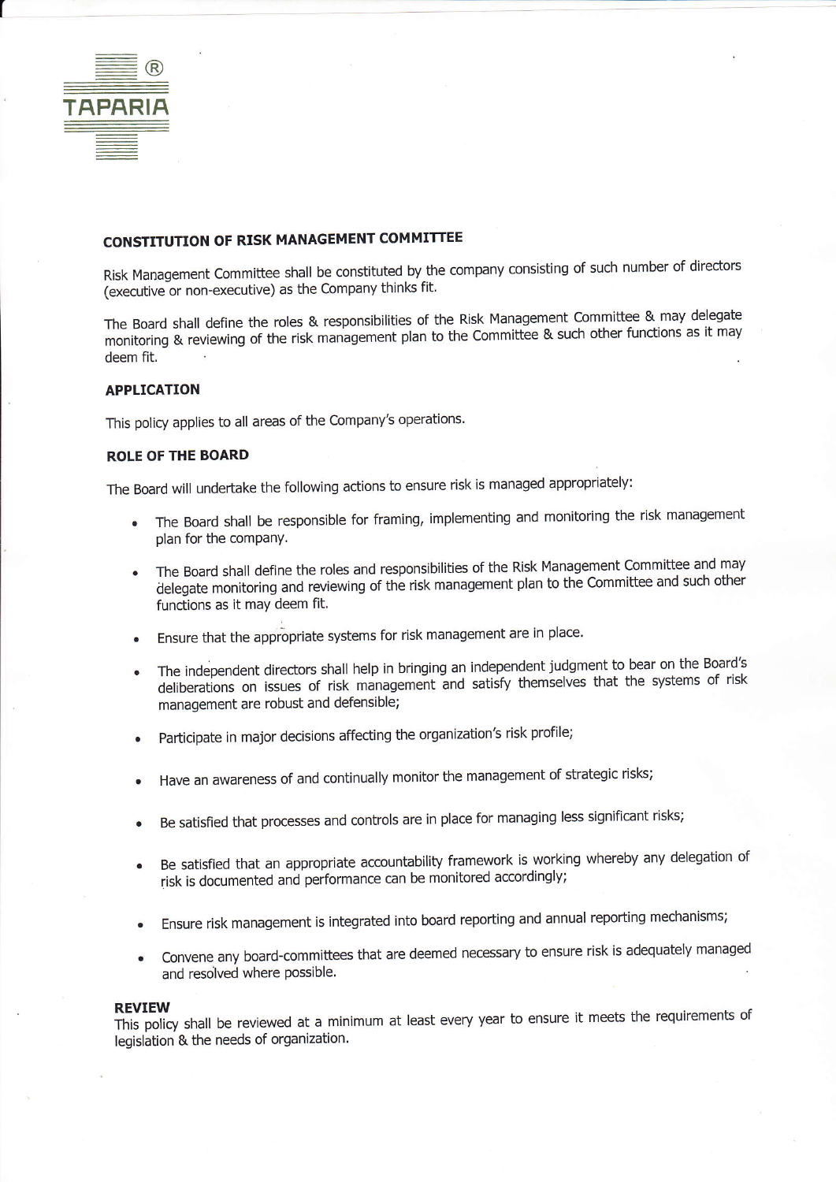## CONSTITUTION OF RISK MANAGEMENT COMMITTEE

Risk Management Committee shall be constituted by the company consisting of such number of directors (executive or non-executive) as the Company thinks fit.

The Board shall define the roles & responsibilities of the Risk Management Committee & may delegate monitoring & reviewing of the risk management plan to the Committee & such other functions as it may deem fit.

### APPLICATION

This policy applies to all areas of the Company's operations.

### ROLE OF THE BOARD

The Board will undertake the following actions to ensure risk is managed appropriately:

- The Board shall be responsible for framing, implementing and monitoring the risk management plan for the company.
- The Board shall define the roles and responsibilities of the Risk Management Committee and may delegate monitoring and reviewing of the risk management plan to the Committee and such other functions as it may deem fit.
- Ensure that the appropriate systems for risk management are in place.
- The independent directors shall help in bringing an independent judgment to bear on the Board's deliberations on issues of risk management and satisfy themselves that the systems of risk management are robust and defensible;
- Participate in major decisions affecting the organization's risk profile;
- Have an awareness of and continually monitor the management of strategic risks;
- Be satisfied that processes and controls are in place for managing less significant risks;
- Be satisfied that an appropriate accountability framework is working whereby any delegation of risk is documented and performance can be monitored accordingly;
- Ensure risk management is integrated into board reporting and annual reporting mechanisms;
- Convene any board-committees that are deemed necessary to ensure risk is adequately managed and resolved where possible.

### REVIEW

This policy shall be reviewed at a minimum at least every year to ensure it meets the requirements of legislation & the needs of organization.